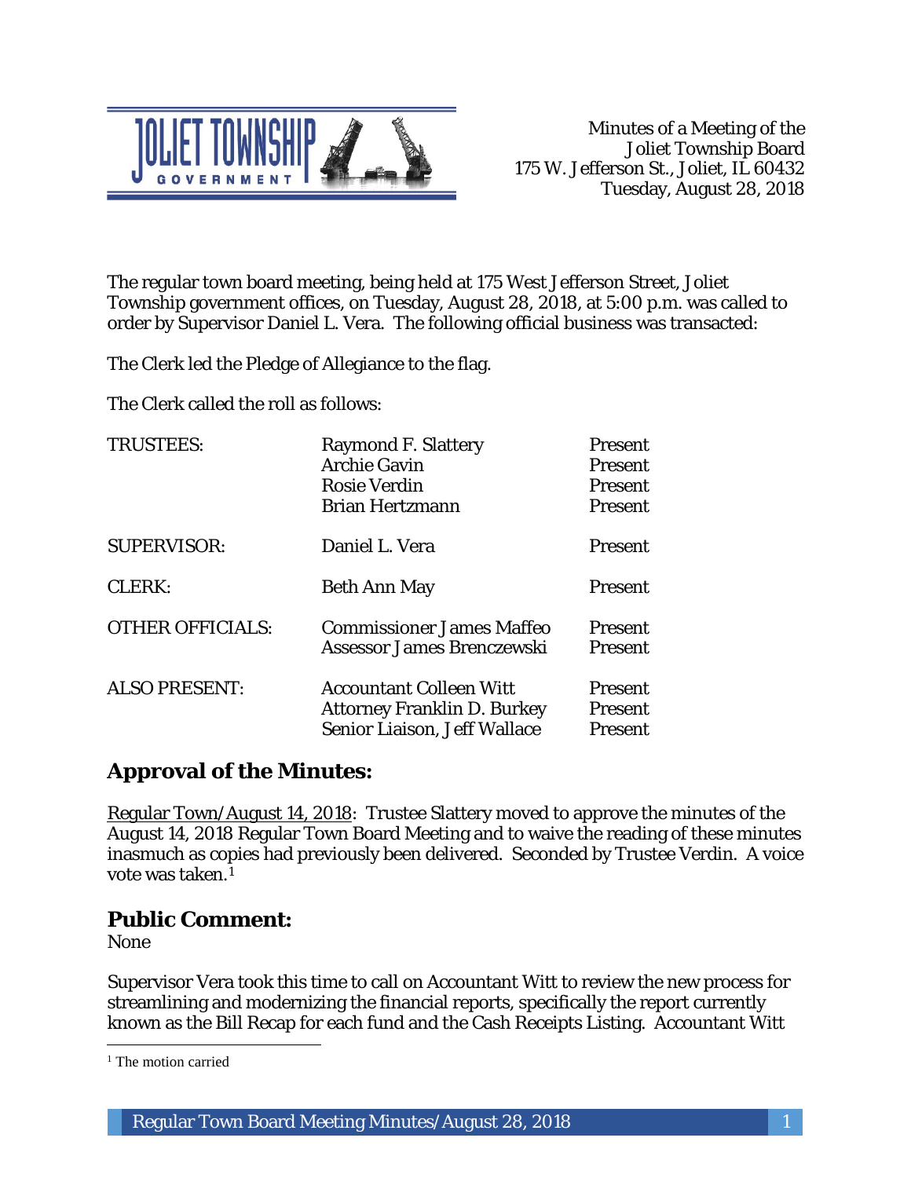Minutes of a Meeting of the
Joliet Township Board
175 W. Jefferson St., Joliet, IL 60432
Tuesday, August 28, 2018

The regular town board meeting, being held at 175 West Jefferson Street, Joliet Township government offices, on Tuesday, August 28, 2018, at 5:00 p.m. was called to order by Supervisor Daniel L. Vera. The following official business was transacted:

The Clerk led the Pledge of Allegiance to the flag.

The Clerk called the roll as follows:

| | | |
|---|---|---|
| TRUSTEES: | Raymond F. Slattery | Present |
| | Archie Gavin | Present |
| | Rosie Verdin | Present |
| | Brian Hertzmann | Present |
| SUPERVISOR: | Daniel L. Vera | Present |
| CLERK: | Beth Ann May | Present |
| OTHER OFFICIALS: | Commissioner James Maffeo | Present |
| | Assessor James Brenczewski | Present |
| ALSO PRESENT: | Accountant Colleen Witt | Present |
| | Attorney Franklin D. Burkey | Present |
| | Senior Liaison, Jeff Wallace | Present |

## Approval of the Minutes:

Regular Town/August 14, 2018: Trustee Slattery moved to approve the minutes of the August 14, 2018 Regular Town Board Meeting and to waive the reading of these minutes inasmuch as copies had previously been delivered. Seconded by Trustee Verdin. A voice vote was taken.[1]

## Public Comment:

None

Supervisor Vera took this time to call on Accountant Witt to review the new process for streamlining and modernizing the financial reports, specifically the report currently known as the Bill Recap for each fund and the Cash Receipts Listing. Accountant Witt

[1] The motion carried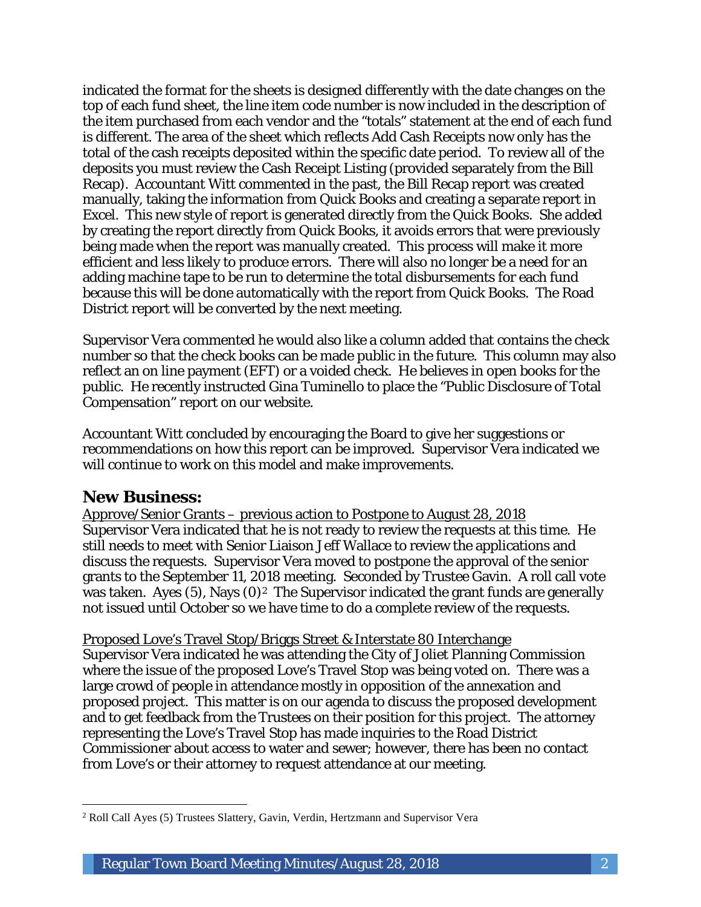indicated the format for the sheets is designed differently with the date changes on the top of each fund sheet, the line item code number is now included in the description of the item purchased from each vendor and the "totals" statement at the end of each fund is different. The area of the sheet which reflects Add Cash Receipts now only has the total of the cash receipts deposited within the specific date period. To review all of the deposits you must review the Cash Receipt Listing (provided separately from the Bill Recap). Accountant Witt commented in the past, the Bill Recap report was created manually, taking the information from Quick Books and creating a separate report in Excel. This new style of report is generated directly from the Quick Books. She added by creating the report directly from Quick Books, it avoids errors that were previously being made when the report was manually created. This process will make it more efficient and less likely to produce errors. There will also no longer be a need for an adding machine tape to be run to determine the total disbursements for each fund because this will be done automatically with the report from Quick Books. The Road District report will be converted by the next meeting.

Supervisor Vera commented he would also like a column added that contains the check number so that the check books can be made public in the future. This column may also reflect an on line payment (EFT) or a voided check. He believes in open books for the public. He recently instructed Gina Tuminello to place the "Public Disclosure of Total Compensation" report on our website.

Accountant Witt concluded by encouraging the Board to give her suggestions or recommendations on how this report can be improved. Supervisor Vera indicated we will continue to work on this model and make improvements.

## New Business:

<u>Approve/Senior Grants – previous action to Postpone to August 28, 2018</u>
Supervisor Vera indicated that he is not ready to review the requests at this time. He still needs to meet with Senior Liaison Jeff Wallace to review the applications and discuss the requests. Supervisor Vera moved to postpone the approval of the senior grants to the September 11, 2018 meeting. Seconded by Trustee Gavin. A roll call vote was taken. Ayes (5), Nays (0)[2] The Supervisor indicated the grant funds are generally not issued until October so we have time to do a complete review of the requests.

<u>Proposed Love's Travel Stop/Briggs Street & Interstate 80 Interchange</u>
Supervisor Vera indicated he was attending the City of Joliet Planning Commission where the issue of the proposed Love's Travel Stop was being voted on. There was a large crowd of people in attendance mostly in opposition of the annexation and proposed project. This matter is on our agenda to discuss the proposed development and to get feedback from the Trustees on their position for this project. The attorney representing the Love's Travel Stop has made inquiries to the Road District Commissioner about access to water and sewer; however, there has been no contact from Love's or their attorney to request attendance at our meeting.

---

[2] Roll Call Ayes (5) Trustees Slattery, Gavin, Verdin, Hertzmann and Supervisor Vera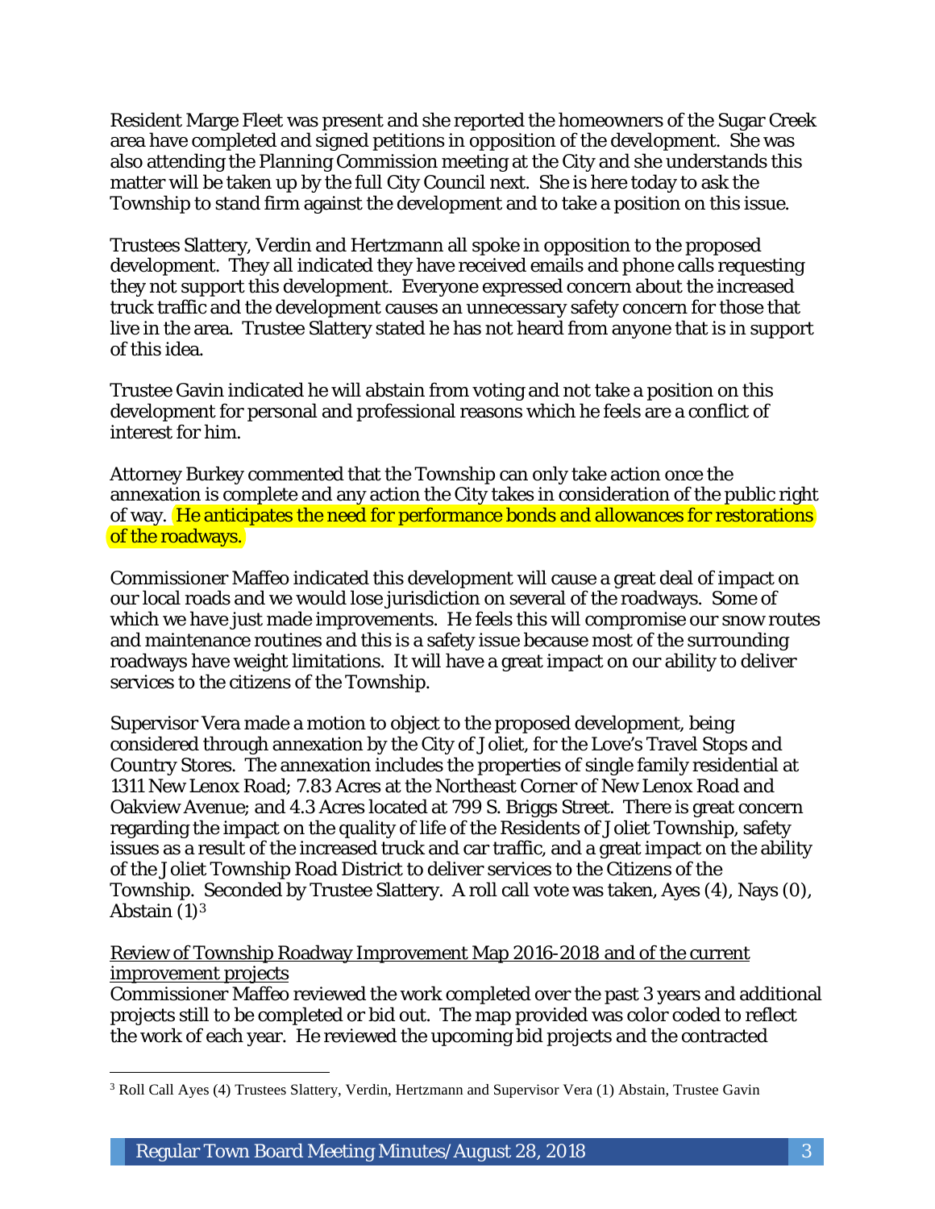Resident Marge Fleet was present and she reported the homeowners of the Sugar Creek area have completed and signed petitions in opposition of the development. She was also attending the Planning Commission meeting at the City and she understands this matter will be taken up by the full City Council next. She is here today to ask the Township to stand firm against the development and to take a position on this issue.

Trustees Slattery, Verdin and Hertzmann all spoke in opposition to the proposed development. They all indicated they have received emails and phone calls requesting they not support this development. Everyone expressed concern about the increased truck traffic and the development causes an unnecessary safety concern for those that live in the area. Trustee Slattery stated he has not heard from anyone that is in support of this idea.

Trustee Gavin indicated he will abstain from voting and not take a position on this development for personal and professional reasons which he feels are a conflict of interest for him.

Attorney Burkey commented that the Township can only take action once the annexation is complete and any action the City takes in consideration of the public right of way. He anticipates the need for performance bonds and allowances for restorations of the roadways.

Commissioner Maffeo indicated this development will cause a great deal of impact on our local roads and we would lose jurisdiction on several of the roadways. Some of which we have just made improvements. He feels this will compromise our snow routes and maintenance routines and this is a safety issue because most of the surrounding roadways have weight limitations. It will have a great impact on our ability to deliver services to the citizens of the Township.

Supervisor Vera made a motion to object to the proposed development, being considered through annexation by the City of Joliet, for the Love's Travel Stops and Country Stores. The annexation includes the properties of single family residential at 1311 New Lenox Road; 7.83 Acres at the Northeast Corner of New Lenox Road and Oakview Avenue; and 4.3 Acres located at 799 S. Briggs Street. There is great concern regarding the impact on the quality of life of the Residents of Joliet Township, safety issues as a result of the increased truck and car traffic, and a great impact on the ability of the Joliet Township Road District to deliver services to the Citizens of the Township. Seconded by Trustee Slattery. A roll call vote was taken, Ayes (4), Nays (0), Abstain (1)[3]

Review of Township Roadway Improvement Map 2016-2018 and of the current improvement projects

Commissioner Maffeo reviewed the work completed over the past 3 years and additional projects still to be completed or bid out. The map provided was color coded to reflect the work of each year. He reviewed the upcoming bid projects and the contracted

---

[3] Roll Call Ayes (4) Trustees Slattery, Verdin, Hertzmann and Supervisor Vera (1) Abstain, Trustee Gavin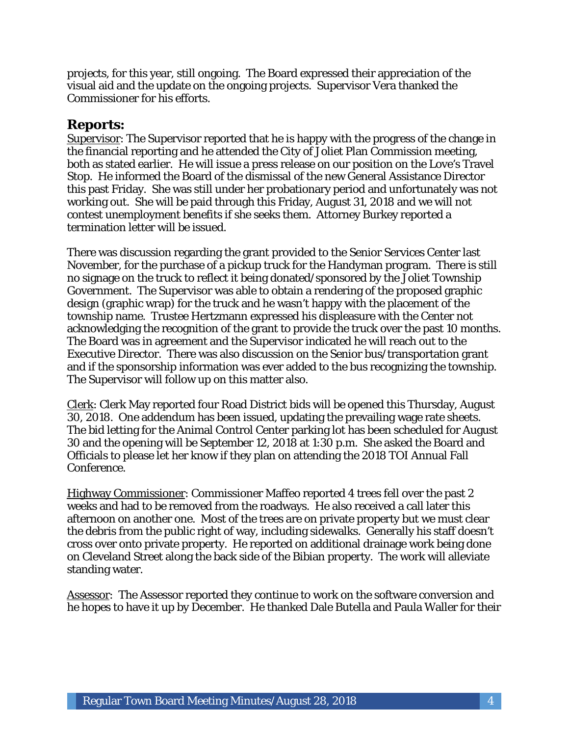projects, for this year, still ongoing. The Board expressed their appreciation of the visual aid and the update on the ongoing projects. Supervisor Vera thanked the Commissioner for his efforts.

## Reports:

Supervisor: The Supervisor reported that he is happy with the progress of the change in the financial reporting and he attended the City of Joliet Plan Commission meeting, both as stated earlier. He will issue a press release on our position on the Love's Travel Stop. He informed the Board of the dismissal of the new General Assistance Director this past Friday. She was still under her probationary period and unfortunately was not working out. She will be paid through this Friday, August 31, 2018 and we will not contest unemployment benefits if she seeks them. Attorney Burkey reported a termination letter will be issued.

There was discussion regarding the grant provided to the Senior Services Center last November, for the purchase of a pickup truck for the Handyman program. There is still no signage on the truck to reflect it being donated/sponsored by the Joliet Township Government. The Supervisor was able to obtain a rendering of the proposed graphic design (graphic wrap) for the truck and he wasn't happy with the placement of the township name. Trustee Hertzmann expressed his displeasure with the Center not acknowledging the recognition of the grant to provide the truck over the past 10 months. The Board was in agreement and the Supervisor indicated he will reach out to the Executive Director. There was also discussion on the Senior bus/transportation grant and if the sponsorship information was ever added to the bus recognizing the township. The Supervisor will follow up on this matter also.

Clerk: Clerk May reported four Road District bids will be opened this Thursday, August 30, 2018. One addendum has been issued, updating the prevailing wage rate sheets. The bid letting for the Animal Control Center parking lot has been scheduled for August 30 and the opening will be September 12, 2018 at 1:30 p.m. She asked the Board and Officials to please let her know if they plan on attending the 2018 TOI Annual Fall Conference.

Highway Commissioner: Commissioner Maffeo reported 4 trees fell over the past 2 weeks and had to be removed from the roadways. He also received a call later this afternoon on another one. Most of the trees are on private property but we must clear the debris from the public right of way, including sidewalks. Generally his staff doesn't cross over onto private property. He reported on additional drainage work being done on Cleveland Street along the back side of the Bibian property. The work will alleviate standing water.

Assessor: The Assessor reported they continue to work on the software conversion and he hopes to have it up by December. He thanked Dale Butella and Paula Waller for their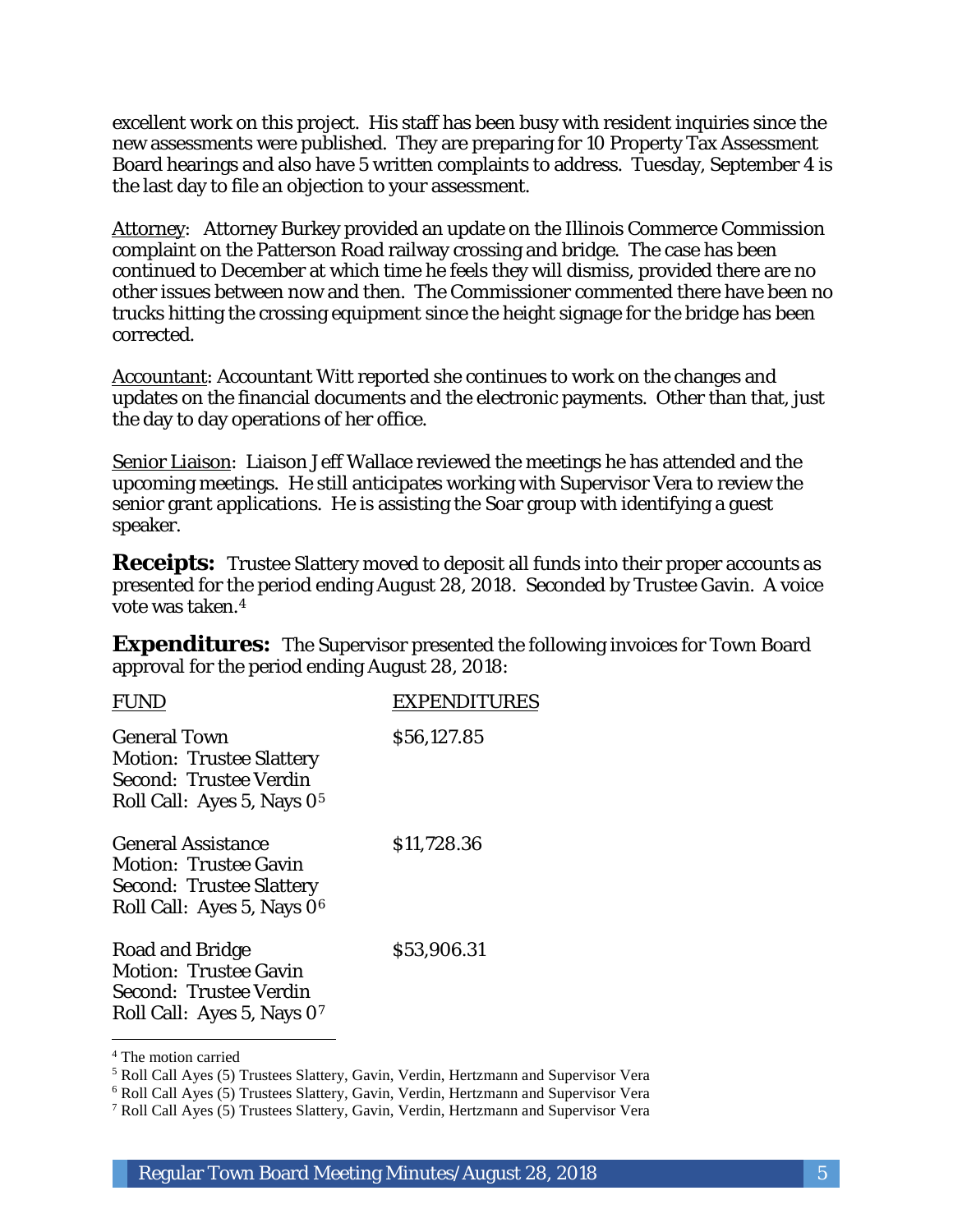excellent work on this project. His staff has been busy with resident inquiries since the new assessments were published. They are preparing for 10 Property Tax Assessment Board hearings and also have 5 written complaints to address. Tuesday, September 4 is the last day to file an objection to your assessment.

Attorney: Attorney Burkey provided an update on the Illinois Commerce Commission complaint on the Patterson Road railway crossing and bridge. The case has been continued to December at which time he feels they will dismiss, provided there are no other issues between now and then. The Commissioner commented there have been no trucks hitting the crossing equipment since the height signage for the bridge has been corrected.

Accountant: Accountant Witt reported she continues to work on the changes and updates on the financial documents and the electronic payments. Other than that, just the day to day operations of her office.

Senior Liaison: Liaison Jeff Wallace reviewed the meetings he has attended and the upcoming meetings. He still anticipates working with Supervisor Vera to review the senior grant applications. He is assisting the Soar group with identifying a guest speaker.

**Receipts:** Trustee Slattery moved to deposit all funds into their proper accounts as presented for the period ending August 28, 2018. Seconded by Trustee Gavin. A voice vote was taken.[4]

**Expenditures:** The Supervisor presented the following invoices for Town Board approval for the period ending August 28, 2018:

| FUND | EXPENDITURES |
|---|---|
| General Town<br>Motion: Trustee Slattery<br>Second: Trustee Verdin<br>Roll Call: Ayes 5, Nays 0[5] | $56,127.85 |
| General Assistance<br>Motion: Trustee Gavin<br>Second: Trustee Slattery<br>Roll Call: Ayes 5, Nays 0[6] | $11,728.36 |
| Road and Bridge<br>Motion: Trustee Gavin<br>Second: Trustee Verdin<br>Roll Call: Ayes 5, Nays 0[7] | $53,906.31 |

[4] The motion carried

[5] Roll Call Ayes (5) Trustees Slattery, Gavin, Verdin, Hertzmann and Supervisor Vera

[6] Roll Call Ayes (5) Trustees Slattery, Gavin, Verdin, Hertzmann and Supervisor Vera

[7] Roll Call Ayes (5) Trustees Slattery, Gavin, Verdin, Hertzmann and Supervisor Vera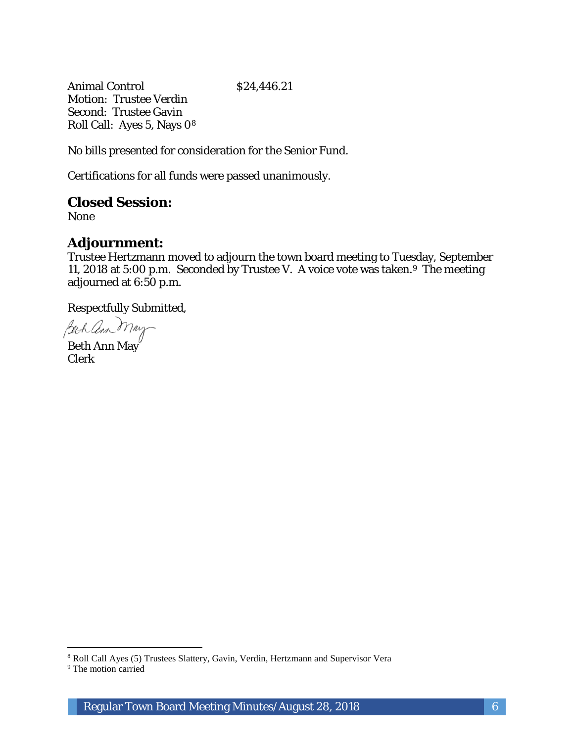Animal Control $24,446.21
Motion: Trustee Verdin
Second: Trustee Gavin
Roll Call: Ayes 5, Nays 0[8]

No bills presented for consideration for the Senior Fund.

Certifications for all funds were passed unanimously.

## Closed Session:

None

## Adjournment:

Trustee Hertzmann moved to adjourn the town board meeting to Tuesday, September 11, 2018 at 5:00 p.m. Seconded by Trustee V. A voice vote was taken.[9] The meeting adjourned at 6:50 p.m.

Respectfully Submitted,

Beth Ann May
Clerk

---

[8] Roll Call Ayes (5) Trustees Slattery, Gavin, Verdin, Hertzmann and Supervisor Vera

[9] The motion carried